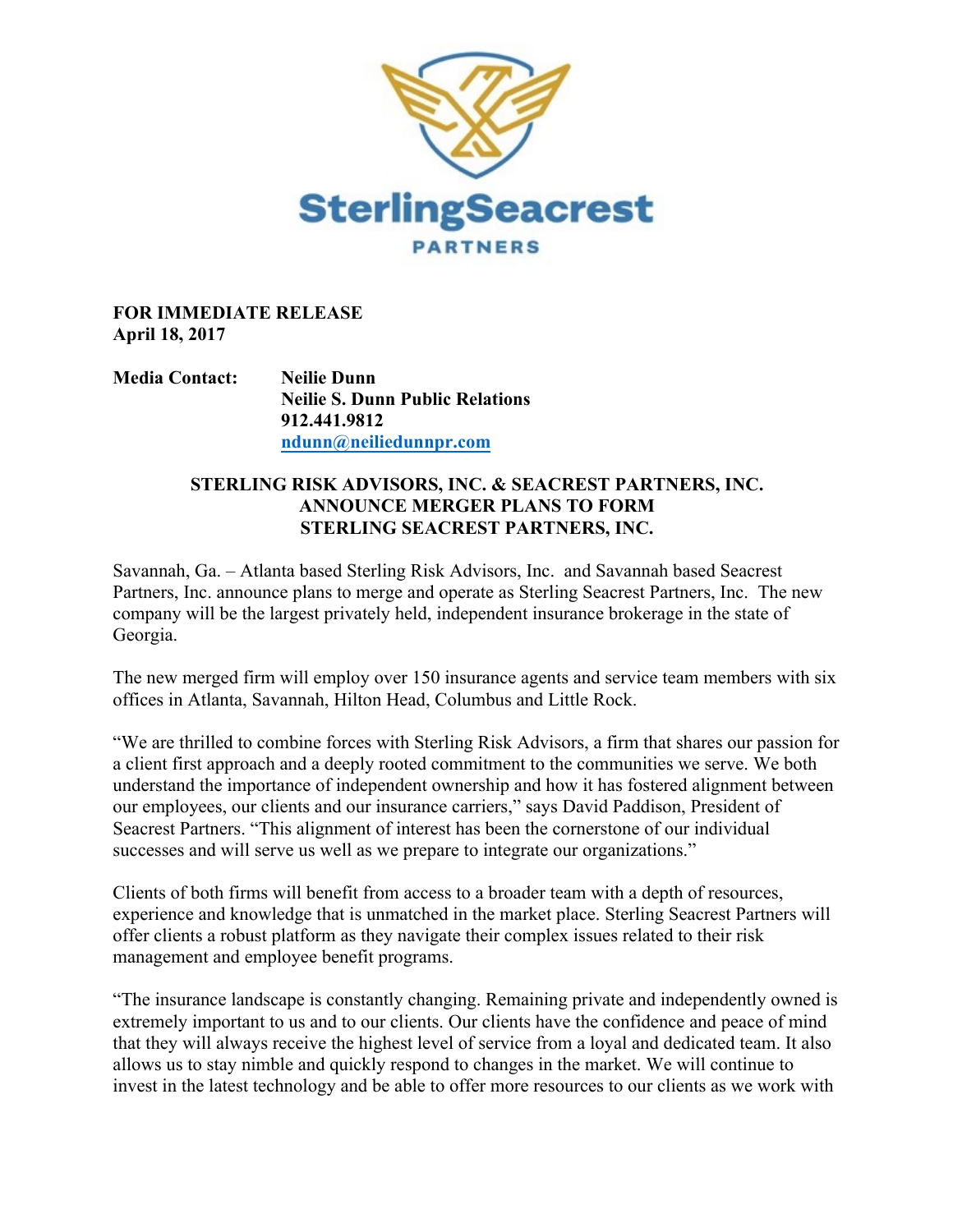**FOR IMMEDIATE RELEASE**
**April 18, 2017**

**Media Contact:** **Neilie Dunn**
**Neilie S. Dunn Public Relations**
**912.441.9812**
**ndunn@neiliedunnpr.com**

## STERLING RISK ADVISORS, INC. & SEACREST PARTNERS, INC. ANNOUNCE MERGER PLANS TO FORM STERLING SEACREST PARTNERS, INC.

Savannah, Ga. – Atlanta based Sterling Risk Advisors, Inc. and Savannah based Seacrest Partners, Inc. announce plans to merge and operate as Sterling Seacrest Partners, Inc. The new company will be the largest privately held, independent insurance brokerage in the state of Georgia.

The new merged firm will employ over 150 insurance agents and service team members with six offices in Atlanta, Savannah, Hilton Head, Columbus and Little Rock.

"We are thrilled to combine forces with Sterling Risk Advisors, a firm that shares our passion for a client first approach and a deeply rooted commitment to the communities we serve. We both understand the importance of independent ownership and how it has fostered alignment between our employees, our clients and our insurance carriers," says David Paddison, President of Seacrest Partners. "This alignment of interest has been the cornerstone of our individual successes and will serve us well as we prepare to integrate our organizations."

Clients of both firms will benefit from access to a broader team with a depth of resources, experience and knowledge that is unmatched in the market place. Sterling Seacrest Partners will offer clients a robust platform as they navigate their complex issues related to their risk management and employee benefit programs.

"The insurance landscape is constantly changing. Remaining private and independently owned is extremely important to us and to our clients. Our clients have the confidence and peace of mind that they will always receive the highest level of service from a loyal and dedicated team. It also allows us to stay nimble and quickly respond to changes in the market. We will continue to invest in the latest technology and be able to offer more resources to our clients as we work with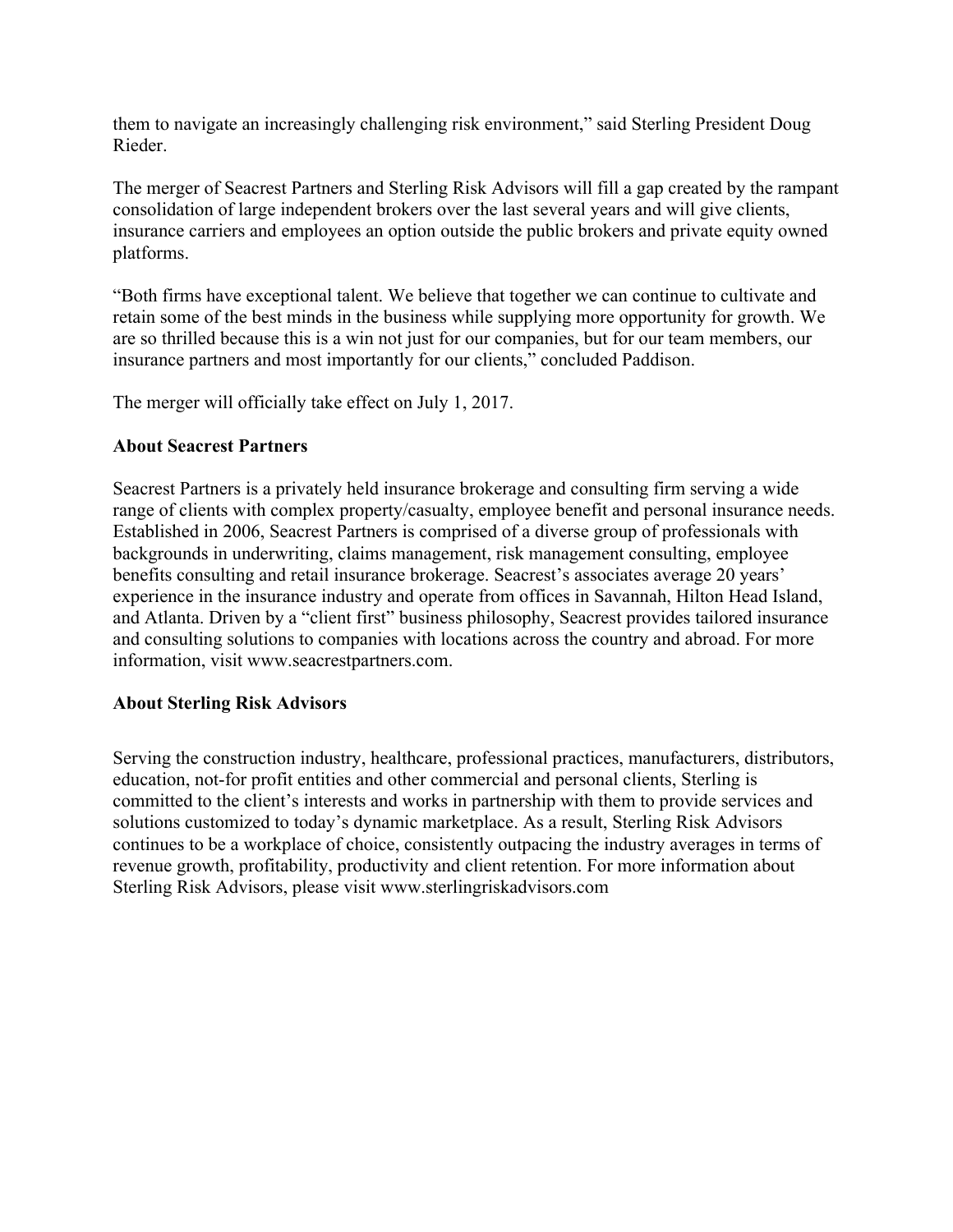them to navigate an increasingly challenging risk environment," said Sterling President Doug Rieder.

The merger of Seacrest Partners and Sterling Risk Advisors will fill a gap created by the rampant consolidation of large independent brokers over the last several years and will give clients, insurance carriers and employees an option outside the public brokers and private equity owned platforms.

"Both firms have exceptional talent. We believe that together we can continue to cultivate and retain some of the best minds in the business while supplying more opportunity for growth. We are so thrilled because this is a win not just for our companies, but for our team members, our insurance partners and most importantly for our clients," concluded Paddison.

The merger will officially take effect on July 1, 2017.

**About Seacrest Partners**

Seacrest Partners is a privately held insurance brokerage and consulting firm serving a wide range of clients with complex property/casualty, employee benefit and personal insurance needs. Established in 2006, Seacrest Partners is comprised of a diverse group of professionals with backgrounds in underwriting, claims management, risk management consulting, employee benefits consulting and retail insurance brokerage. Seacrest's associates average 20 years' experience in the insurance industry and operate from offices in Savannah, Hilton Head Island, and Atlanta. Driven by a "client first" business philosophy, Seacrest provides tailored insurance and consulting solutions to companies with locations across the country and abroad. For more information, visit www.seacrestpartners.com.

**About Sterling Risk Advisors**

Serving the construction industry, healthcare, professional practices, manufacturers, distributors, education, not-for profit entities and other commercial and personal clients, Sterling is committed to the client's interests and works in partnership with them to provide services and solutions customized to today's dynamic marketplace. As a result, Sterling Risk Advisors continues to be a workplace of choice, consistently outpacing the industry averages in terms of revenue growth, profitability, productivity and client retention. For more information about Sterling Risk Advisors, please visit www.sterlingriskadvisors.com